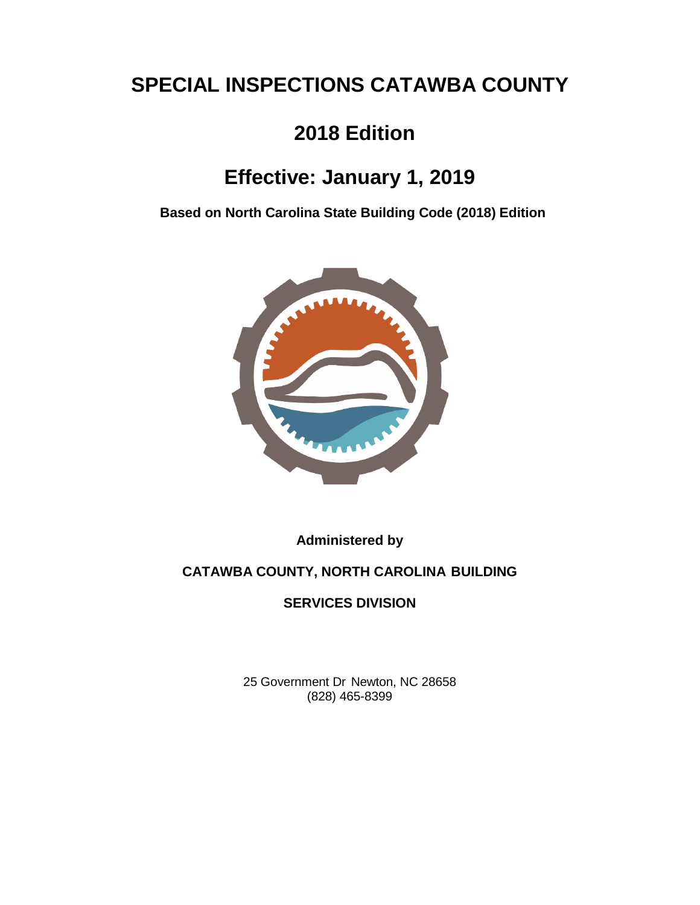# SPECIAL INSPECTIONS CATAWBA COUNTY

## 2018 Edition

## Effective: January 1, 2019

**Based on North Carolina State Building Code (2018) Edition**

**Administered by**

**CATAWBA COUNTY, NORTH CAROLINA BUILDING**

**SERVICES DIVISION**

25 Government Dr Newton, NC 28658
(828) 465-8399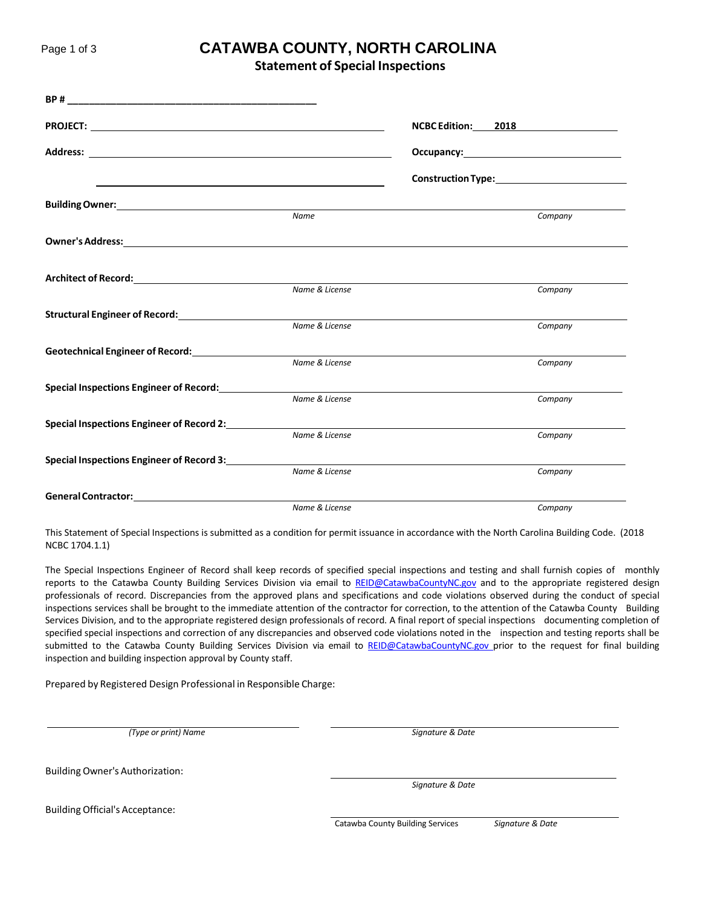# CATAWBA COUNTY, NORTH CAROLINA

## Statement of Special Inspections

**BP #** ____________________________________________

**PROJECT:** ____________________________________________ **NCBC Edition:** 2018

**Address:** ____________________________________________ **Occupancy:** ____________________

____________________________________________ **Construction Type:** ____________________

**Building Owner:** ____________________________________________
*Name* *Company*

**Owner's Address:** ____________________________________________

**Architect of Record:** ____________________________________________
*Name & License* *Company*

**Structural Engineer of Record:** ____________________________________________
*Name & License* *Company*

**Geotechnical Engineer of Record:** ____________________________________________
*Name & License* *Company*

**Special Inspections Engineer of Record:** ____________________________________________
*Name & License* *Company*

**Special Inspections Engineer of Record 2:** ____________________________________________
*Name & License* *Company*

**Special Inspections Engineer of Record 3:** ____________________________________________
*Name & License* *Company*

**General Contractor:** ____________________________________________
*Name & License* *Company*

This Statement of Special Inspections is submitted as a condition for permit issuance in accordance with the North Carolina Building Code. (2018 NCBC 1704.1.1)

The Special Inspections Engineer of Record shall keep records of specified special inspections and testing and shall furnish copies of monthly reports to the Catawba County Building Services Division via email to REID@CatawbaCountyNC.gov and to the appropriate registered design professionals of record. Discrepancies from the approved plans and specifications and code violations observed during the conduct of special inspections services shall be brought to the immediate attention of the contractor for correction, to the attention of the Catawba County Building Services Division, and to the appropriate registered design professionals of record. A final report of special inspections documenting completion of specified special inspections and correction of any discrepancies and observed code violations noted in the inspection and testing reports shall be submitted to the Catawba County Building Services Division via email to REID@CatawbaCountyNC.gov prior to the request for final building inspection and building inspection approval by County staff.

Prepared by Registered Design Professional in Responsible Charge:

____________________________________________ ____________________________________________
*(Type or print) Name* *Signature & Date*

Building Owner's Authorization: ____________________________________________
*Signature & Date*

Building Official's Acceptance: ____________________________________________
Catawba County Building Services *Signature & Date*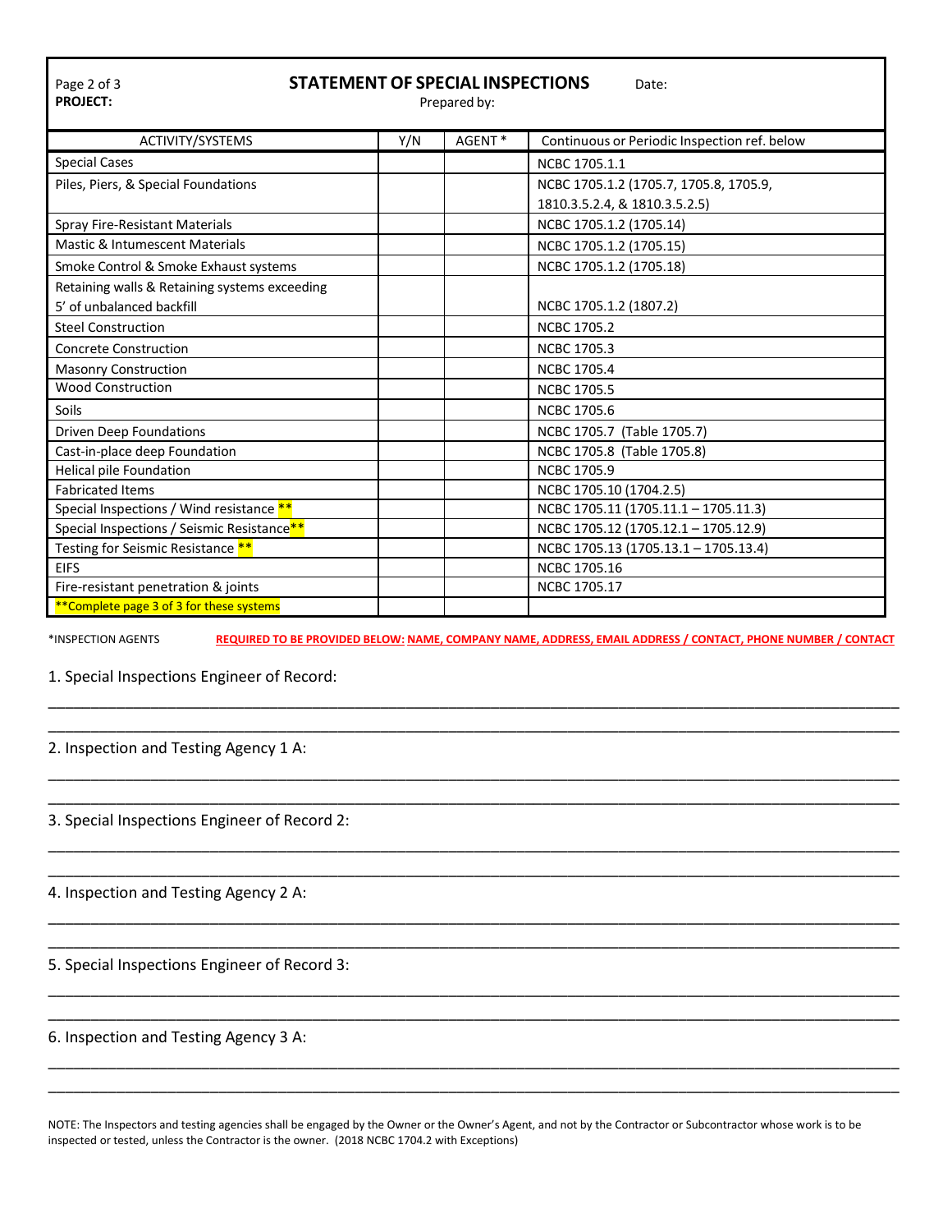# STATEMENT OF SPECIAL INSPECTIONS

**PROJECT:**

Date:

Prepared by:

| ACTIVITY/SYSTEMS | Y/N | AGENT * | Continuous or Periodic Inspection ref. below |
|---|---|---|---|
| Special Cases | | | NCBC 1705.1.1 |
| Piles, Piers, & Special Foundations | | | NCBC 1705.1.2 (1705.7, 1705.8, 1705.9, 1810.3.5.2.4, & 1810.3.5.2.5) |
| Spray Fire-Resistant Materials | | | NCBC 1705.1.2 (1705.14) |
| Mastic & Intumescent Materials | | | NCBC 1705.1.2 (1705.15) |
| Smoke Control & Smoke Exhaust systems | | | NCBC 1705.1.2 (1705.18) |
| Retaining walls & Retaining systems exceeding 5' of unbalanced backfill | | | NCBC 1705.1.2 (1807.2) |
| Steel Construction | | | NCBC 1705.2 |
| Concrete Construction | | | NCBC 1705.3 |
| Masonry Construction | | | NCBC 1705.4 |
| Wood Construction | | | NCBC 1705.5 |
| Soils | | | NCBC 1705.6 |
| Driven Deep Foundations | | | NCBC 1705.7 (Table 1705.7) |
| Cast-in-place deep Foundation | | | NCBC 1705.8 (Table 1705.8) |
| Helical pile Foundation | | | NCBC 1705.9 |
| Fabricated Items | | | NCBC 1705.10 (1704.2.5) |
| Special Inspections / Wind resistance ** | | | NCBC 1705.11 (1705.11.1 – 1705.11.3) |
| Special Inspections / Seismic Resistance** | | | NCBC 1705.12 (1705.12.1 – 1705.12.9) |
| Testing for Seismic Resistance ** | | | NCBC 1705.13 (1705.13.1 – 1705.13.4) |
| EIFS | | | NCBC 1705.16 |
| Fire-resistant penetration & joints | | | NCBC 1705.17 |
| **Complete page 3 of 3 for these systems | | | |

*INSPECTION AGENTS **REQUIRED TO BE PROVIDED BELOW: NAME, COMPANY NAME, ADDRESS, EMAIL ADDRESS / CONTACT, PHONE NUMBER / CONTACT**

1. Special Inspections Engineer of Record:

______________________________________________________________________________

______________________________________________________________________________

2. Inspection and Testing Agency 1 A:

______________________________________________________________________________

______________________________________________________________________________

3. Special Inspections Engineer of Record 2:

______________________________________________________________________________

______________________________________________________________________________

4. Inspection and Testing Agency 2 A:

______________________________________________________________________________

______________________________________________________________________________

5. Special Inspections Engineer of Record 3:

______________________________________________________________________________

______________________________________________________________________________

6. Inspection and Testing Agency 3 A:

______________________________________________________________________________

______________________________________________________________________________

NOTE: The Inspectors and testing agencies shall be engaged by the Owner or the Owner's Agent, and not by the Contractor or Subcontractor whose work is to be inspected or tested, unless the Contractor is the owner. (2018 NCBC 1704.2 with Exceptions)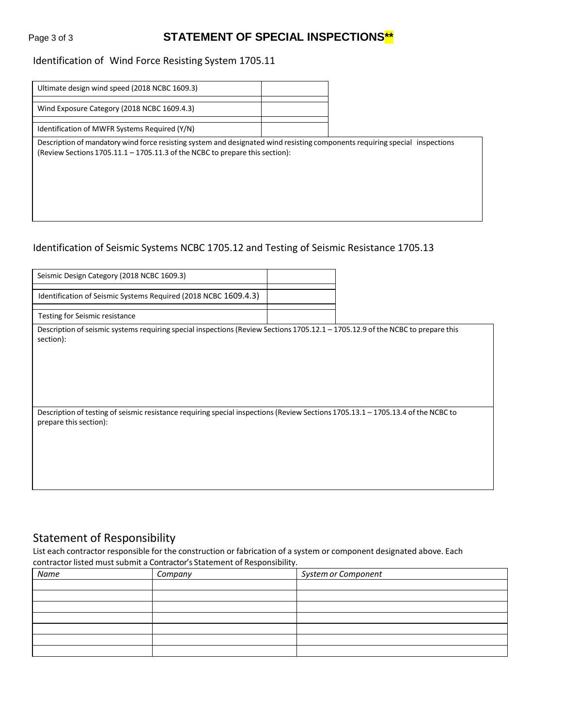# STATEMENT OF SPECIAL INSPECTIONS**

## Identification of Wind Force Resisting System 1705.11

| | |
|---|---|
| Ultimate design wind speed (2018 NCBC 1609.3) | |
| Wind Exposure Category (2018 NCBC 1609.4.3) | |
| Identification of MWFR Systems Required (Y/N) | |

Description of mandatory wind force resisting system and designated wind resisting components requiring special inspections (Review Sections 1705.11.1 – 1705.11.3 of the NCBC to prepare this section):

## Identification of Seismic Systems NCBC 1705.12 and Testing of Seismic Resistance 1705.13

| | |
|---|---|
| Seismic Design Category (2018 NCBC 1609.3) | |
| Identification of Seismic Systems Required (2018 NCBC 1609.4.3) | |
| Testing for Seismic resistance | |

Description of seismic systems requiring special inspections (Review Sections 1705.12.1 – 1705.12.9 of the NCBC to prepare this section):

Description of testing of seismic resistance requiring special inspections (Review Sections 1705.13.1 – 1705.13.4 of the NCBC to prepare this section):

## Statement of Responsibility

List each contractor responsible for the construction or fabrication of a system or component designated above. Each contractor listed must submit a Contractor's Statement of Responsibility.

| *Name* | *Company* | *System or Component* |
|---|---|---|
| | | |
| | | |
| | | |
| | | |
| | | |
| | | |
| | | |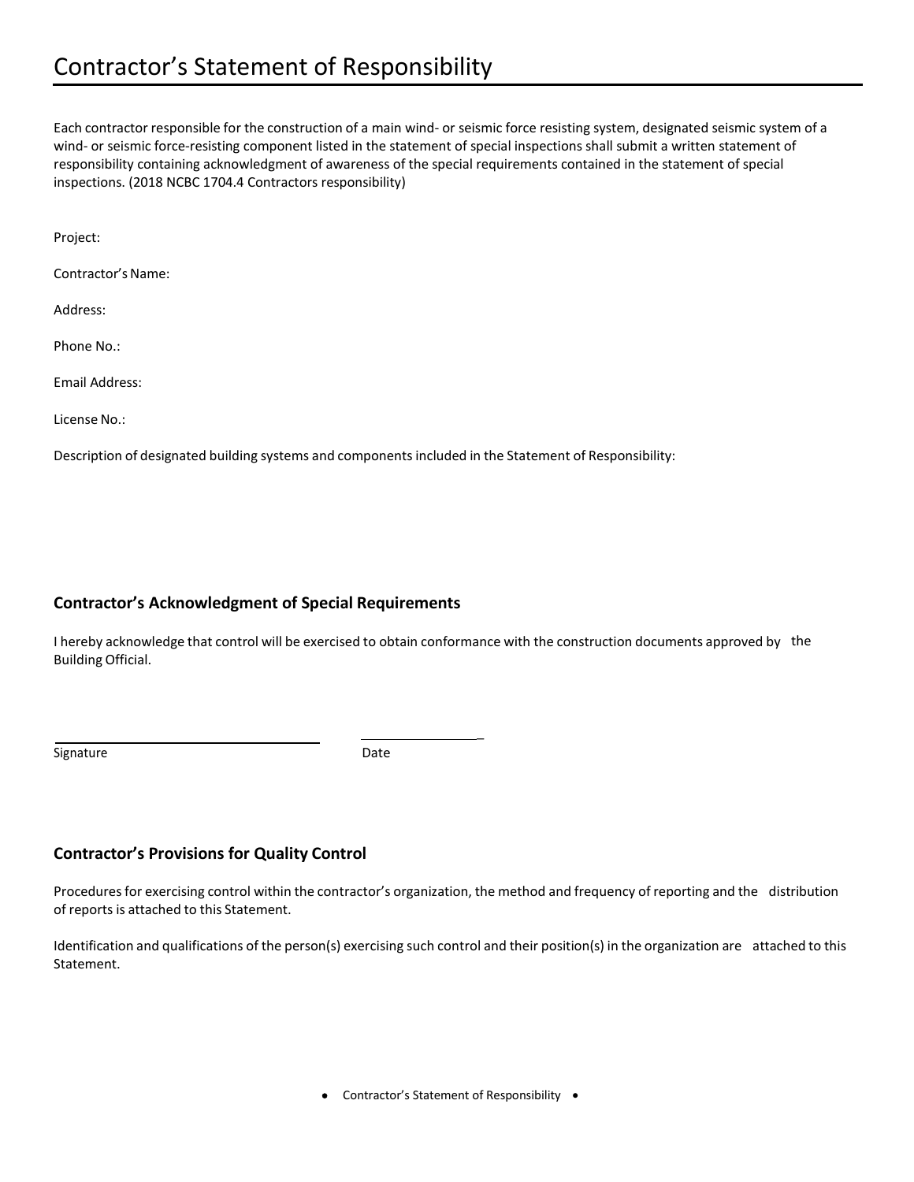# Contractor's Statement of Responsibility

Each contractor responsible for the construction of a main wind- or seismic force resisting system, designated seismic system of a wind- or seismic force-resisting component listed in the statement of special inspections shall submit a written statement of responsibility containing acknowledgment of awareness of the special requirements contained in the statement of special inspections. (2018 NCBC 1704.4 Contractors responsibility)

Project:

Contractor's Name:

Address:

Phone No.:

Email Address:

License No.:

Description of designated building systems and components included in the Statement of Responsibility:

## Contractor's Acknowledgment of Special Requirements

I hereby acknowledge that control will be exercised to obtain conformance with the construction documents approved by the Building Official.

Signature ______________________ Date ______________

## Contractor's Provisions for Quality Control

Procedures for exercising control within the contractor's organization, the method and frequency of reporting and the distribution of reports is attached to this Statement.

Identification and qualifications of the person(s) exercising such control and their position(s) in the organization are attached to this Statement.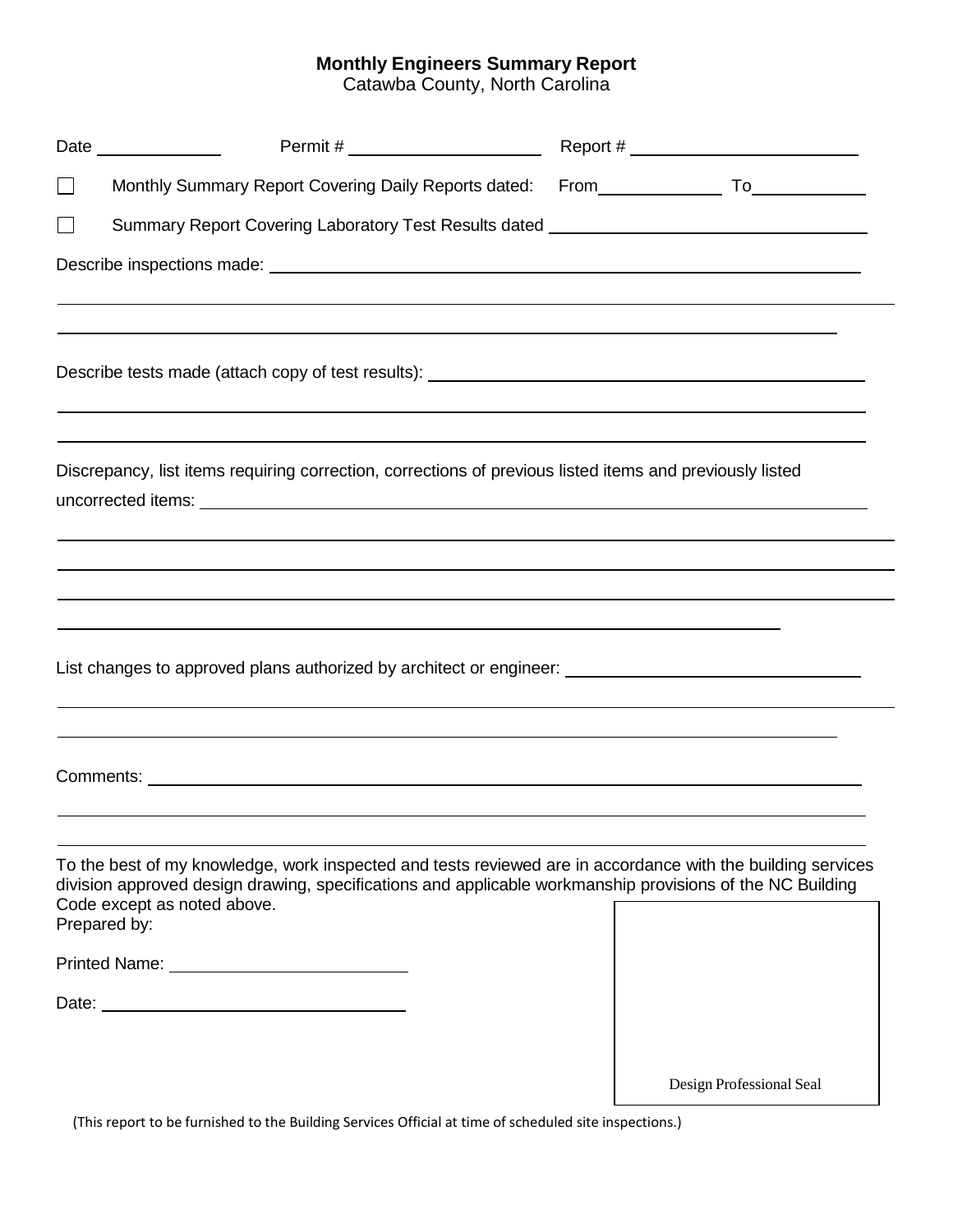**Monthly Engineers Summary Report**
Catawba County, North Carolina

Date ____________ Permit # ____________________ Report # ________________________

☐ Monthly Summary Report Covering Daily Reports dated: From____________ To____________

☐ Summary Report Covering Laboratory Test Results dated ________________________________

Describe inspections made: ____________________________________________________________

______________________________________________________________________________

______________________________________________________________________________

Describe tests made (attach copy of test results): _____________________________________________

______________________________________________________________________________

______________________________________________________________________________

Discrepancy, list items requiring correction, corrections of previous listed items and previously listed uncorrected items: ____________________________________________________________

______________________________________________________________________________

______________________________________________________________________________

______________________________________________________________________________

______________________________________________________________________________

List changes to approved plans authorized by architect or engineer: ______________________________

______________________________________________________________________________

______________________________________________________________________________

Comments: ____________________________________________________________________

______________________________________________________________________________

______________________________________________________________________________

To the best of my knowledge, work inspected and tests reviewed are in accordance with the building services division approved design drawing, specifications and applicable workmanship provisions of the NC Building Code except as noted above.

Prepared by:

Printed Name: ________________________

Date: ________________________________

Design Professional Seal

(This report to be furnished to the Building Services Official at time of scheduled site inspections.)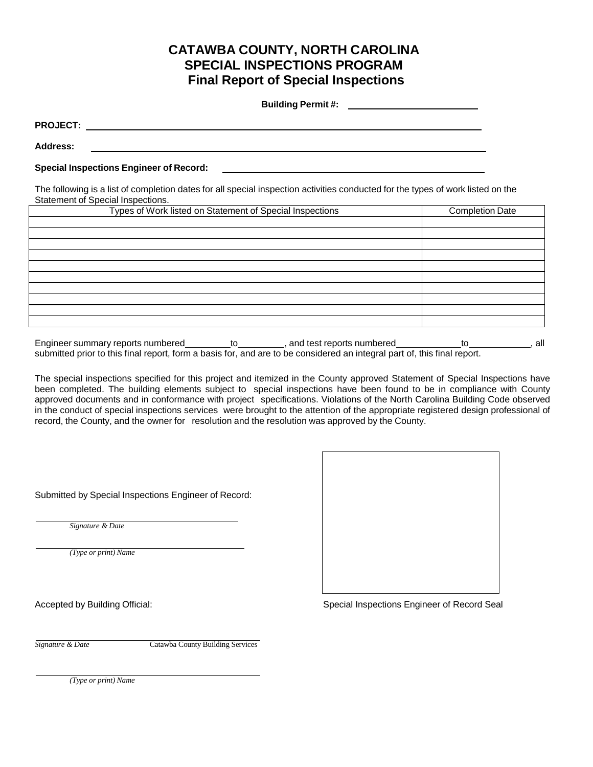# CATAWBA COUNTY, NORTH CAROLINA
# SPECIAL INSPECTIONS PROGRAM
## Final Report of Special Inspections

**Building Permit #:** ______________________

**PROJECT:** ______________________________________________________________

**Address:** ______________________________________________________________

**Special Inspections Engineer of Record:** ____________________________________

The following is a list of completion dates for all special inspection activities conducted for the types of work listed on the Statement of Special Inspections.

| Types of Work listed on Statement of Special Inspections | Completion Date |
|---|---|
| | |
| | |
| | |
| | |
| | |
| | |
| | |
| | |
| | |
| | |

Engineer summary reports numbered ________ to ________, and test reports numbered ___________ to ___________, all submitted prior to this final report, form a basis for, and are to be considered an integral part of, this final report.

The special inspections specified for this project and itemized in the County approved Statement of Special Inspections have been completed. The building elements subject to special inspections have been found to be in compliance with County approved documents and in conformance with project specifications. Violations of the North Carolina Building Code observed in the conduct of special inspections services were brought to the attention of the appropriate registered design professional of record, the County, and the owner for resolution and the resolution was approved by the County.

Submitted by Special Inspections Engineer of Record:

______________________________________
*Signature & Date*

______________________________________
*(Type or print) Name*

Special Inspections Engineer of Record Seal

Accepted by Building Official:

______________________________________
*Signature & Date* Catawba County Building Services

______________________________________
*(Type or print) Name*